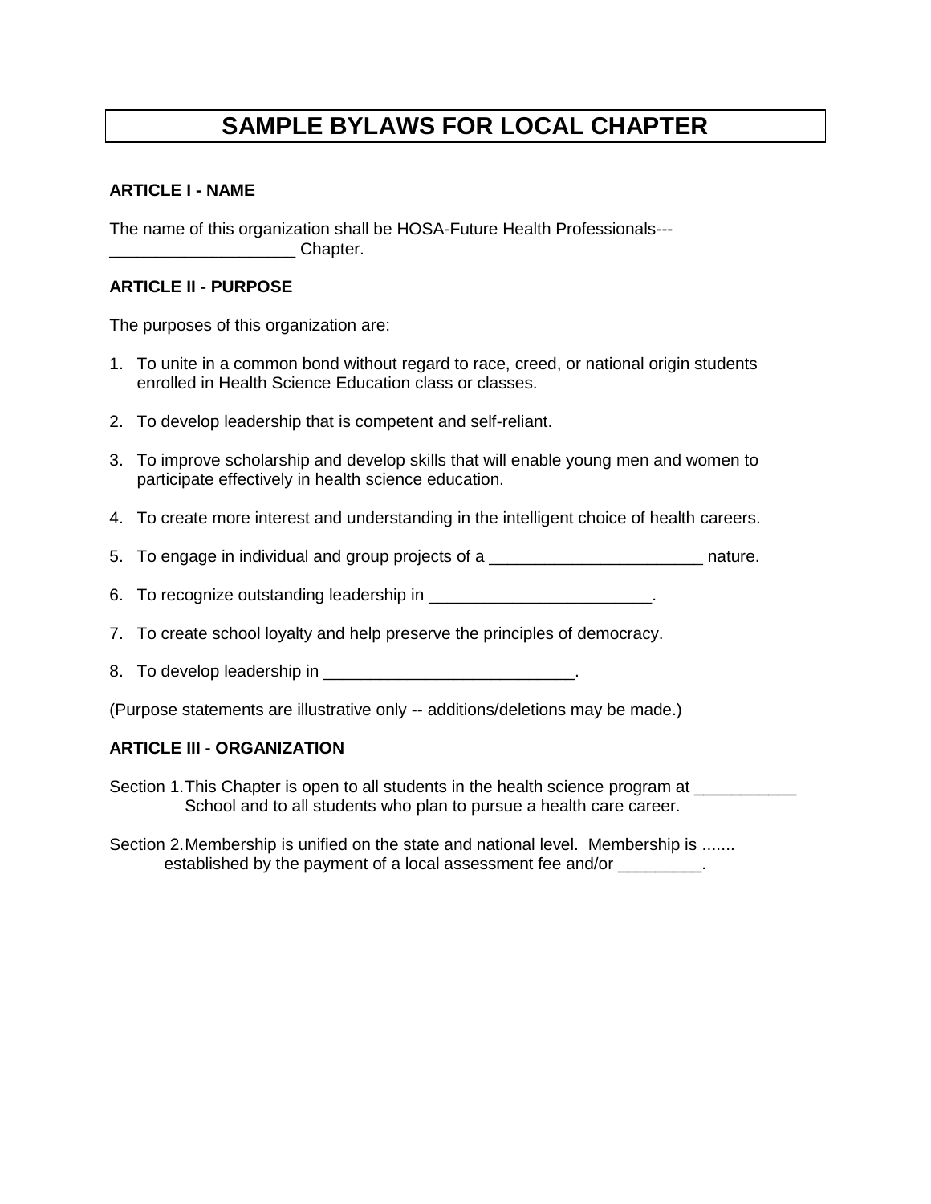# SAMPLE BYLAWS FOR LOCAL CHAPTER

**ARTICLE I - NAME**

The name of this organization shall be HOSA-Future Health Professionals---
____________________ Chapter.

**ARTICLE II - PURPOSE**

The purposes of this organization are:

1. To unite in a common bond without regard to race, creed, or national origin students enrolled in Health Science Education class or classes.

2. To develop leadership that is competent and self-reliant.

3. To improve scholarship and develop skills that will enable young men and women to participate effectively in health science education.

4. To create more interest and understanding in the intelligent choice of health careers.

5. To engage in individual and group projects of a _______________________ nature.

6. To recognize outstanding leadership in ________________________.

7. To create school loyalty and help preserve the principles of democracy.

8. To develop leadership in ___________________________.

(Purpose statements are illustrative only -- additions/deletions may be made.)

**ARTICLE III - ORGANIZATION**

Section 1. This Chapter is open to all students in the health science program at ___________ School and to all students who plan to pursue a health care career.

Section 2. Membership is unified on the state and national level. Membership is ....... established by the payment of a local assessment fee and/or _________.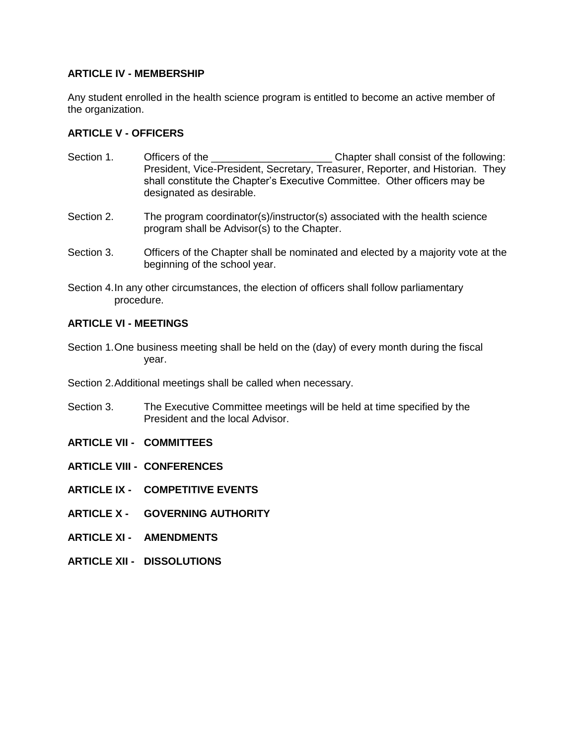**ARTICLE IV - MEMBERSHIP**

Any student enrolled in the health science program is entitled to become an active member of the organization.

**ARTICLE V - OFFICERS**

Section 1. Officers of the _____________________ Chapter shall consist of the following: President, Vice-President, Secretary, Treasurer, Reporter, and Historian. They shall constitute the Chapter's Executive Committee. Other officers may be designated as desirable.

Section 2. The program coordinator(s)/instructor(s) associated with the health science program shall be Advisor(s) to the Chapter.

Section 3. Officers of the Chapter shall be nominated and elected by a majority vote at the beginning of the school year.

Section 4. In any other circumstances, the election of officers shall follow parliamentary procedure.

**ARTICLE VI - MEETINGS**

Section 1. One business meeting shall be held on the (day) of every month during the fiscal year.

Section 2. Additional meetings shall be called when necessary.

Section 3. The Executive Committee meetings will be held at time specified by the President and the local Advisor.

**ARTICLE VII - COMMITTEES**

**ARTICLE VIII - CONFERENCES**

**ARTICLE IX - COMPETITIVE EVENTS**

**ARTICLE X - GOVERNING AUTHORITY**

**ARTICLE XI - AMENDMENTS**

**ARTICLE XII - DISSOLUTIONS**